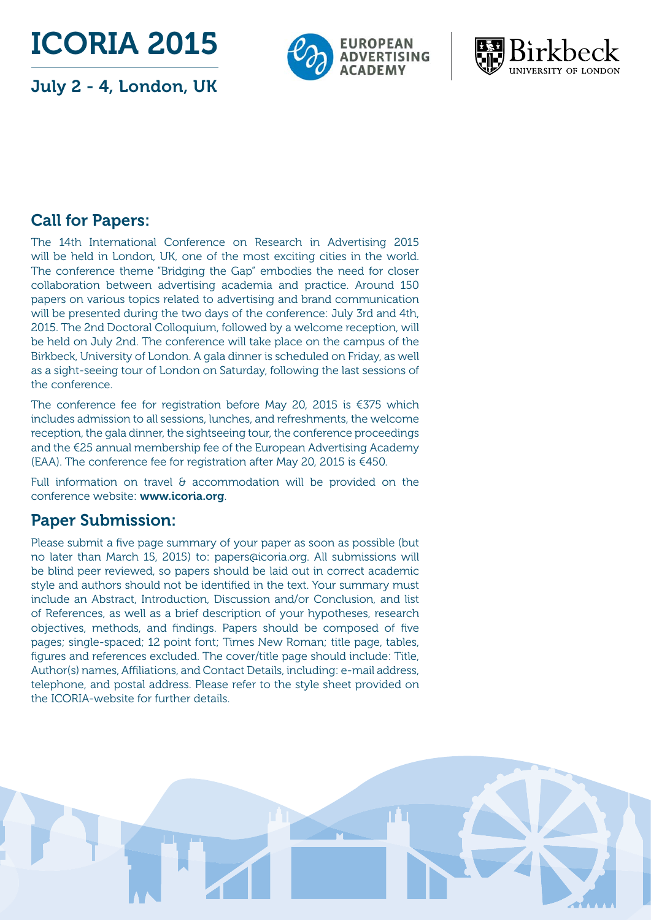# ICORIA 2015

July 2 - 4, London, UK

EUROPEAN ADVERTISING ACADEMY

Birkbeck UNIVERSITY OF LONDON

## Call for Papers:

The 14th International Conference on Research in Advertising 2015 will be held in London, UK, one of the most exciting cities in the world. The conference theme "Bridging the Gap" embodies the need for closer collaboration between advertising academia and practice. Around 150 papers on various topics related to advertising and brand communication will be presented during the two days of the conference: July 3rd and 4th, 2015. The 2nd Doctoral Colloquium, followed by a welcome reception, will be held on July 2nd. The conference will take place on the campus of the Birkbeck, University of London. A gala dinner is scheduled on Friday, as well as a sight-seeing tour of London on Saturday, following the last sessions of the conference.

The conference fee for registration before May 20, 2015 is €375 which includes admission to all sessions, lunches, and refreshments, the welcome reception, the gala dinner, the sightseeing tour, the conference proceedings and the €25 annual membership fee of the European Advertising Academy (EAA). The conference fee for registration after May 20, 2015 is €450.

Full information on travel & accommodation will be provided on the conference website: **www.icoria.org**.

## Paper Submission:

Please submit a five page summary of your paper as soon as possible (but no later than March 15, 2015) to: papers@icoria.org. All submissions will be blind peer reviewed, so papers should be laid out in correct academic style and authors should not be identified in the text. Your summary must include an Abstract, Introduction, Discussion and/or Conclusion, and list of References, as well as a brief description of your hypotheses, research objectives, methods, and findings. Papers should be composed of five pages; single-spaced; 12 point font; Times New Roman; title page, tables, figures and references excluded. The cover/title page should include: Title, Author(s) names, Affiliations, and Contact Details, including: e-mail address, telephone, and postal address. Please refer to the style sheet provided on the ICORIA-website for further details.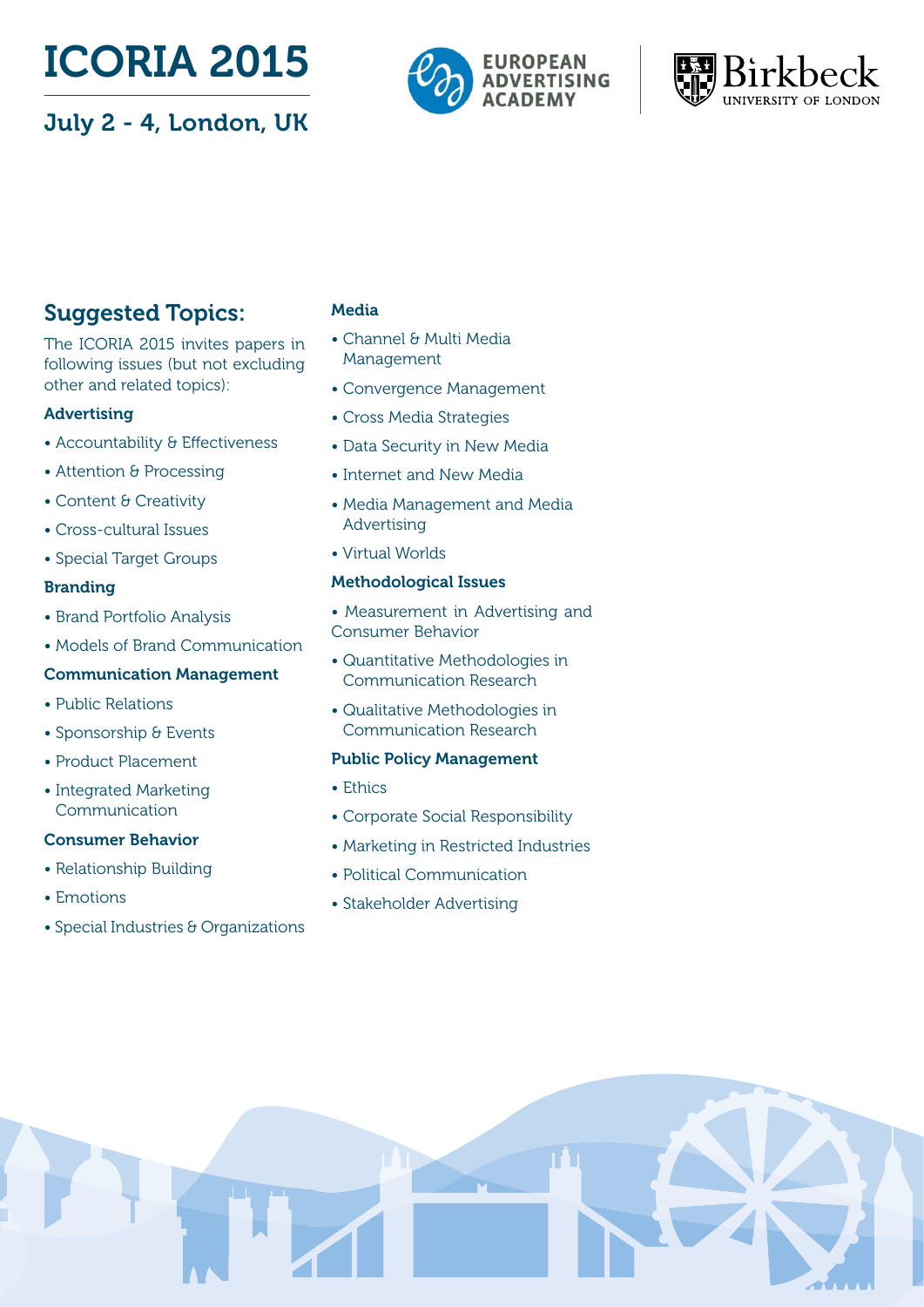# ICORIA 2015

## July 2 - 4, London, UK

EUROPEAN ADVERTISING ACADEMY

Birkbeck UNIVERSITY OF LONDON

## Suggested Topics:

The ICORIA 2015 invites papers in following issues (but not excluding other and related topics):

### Advertising

- Accountability & Effectiveness
- Attention & Processing
- Content & Creativity
- Cross-cultural Issues
- Special Target Groups

### Branding

- Brand Portfolio Analysis
- Models of Brand Communication

### Communication Management

- Public Relations
- Sponsorship & Events
- Product Placement
- Integrated Marketing Communication

### Consumer Behavior

- Relationship Building
- Emotions
- Special Industries & Organizations

### Media

- Channel & Multi Media Management
- Convergence Management
- Cross Media Strategies
- Data Security in New Media
- Internet and New Media
- Media Management and Media Advertising
- Virtual Worlds

### Methodological Issues

- Measurement in Advertising and Consumer Behavior
- Quantitative Methodologies in Communication Research
- Qualitative Methodologies in Communication Research

### Public Policy Management

- Ethics
- Corporate Social Responsibility
- Marketing in Restricted Industries
- Political Communication
- Stakeholder Advertising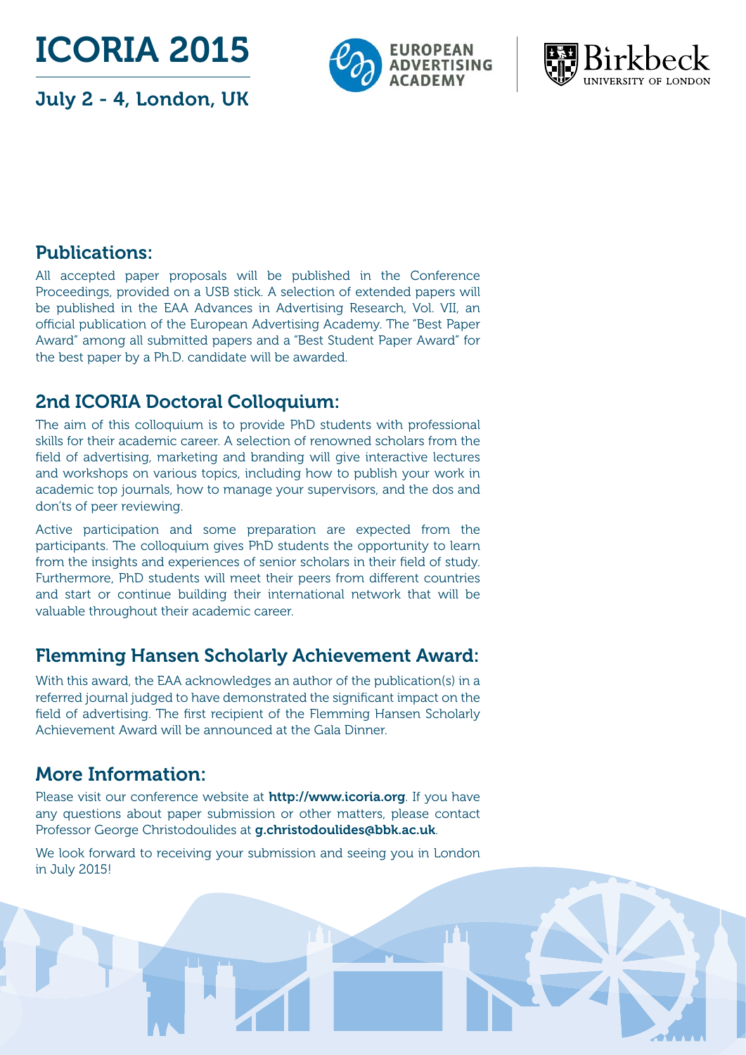# ICORIA 2015

## July 2 - 4, London, UK

EUROPEAN ADVERTISING ACADEMY

Birkbeck UNIVERSITY OF LONDON

## Publications:

All accepted paper proposals will be published in the Conference Proceedings, provided on a USB stick. A selection of extended papers will be published in the EAA Advances in Advertising Research, Vol. VII, an official publication of the European Advertising Academy. The "Best Paper Award" among all submitted papers and a "Best Student Paper Award" for the best paper by a Ph.D. candidate will be awarded.

## 2nd ICORIA Doctoral Colloquium:

The aim of this colloquium is to provide PhD students with professional skills for their academic career. A selection of renowned scholars from the field of advertising, marketing and branding will give interactive lectures and workshops on various topics, including how to publish your work in academic top journals, how to manage your supervisors, and the dos and don'ts of peer reviewing.

Active participation and some preparation are expected from the participants. The colloquium gives PhD students the opportunity to learn from the insights and experiences of senior scholars in their field of study. Furthermore, PhD students will meet their peers from different countries and start or continue building their international network that will be valuable throughout their academic career.

## Flemming Hansen Scholarly Achievement Award:

With this award, the EAA acknowledges an author of the publication(s) in a referred journal judged to have demonstrated the significant impact on the field of advertising. The first recipient of the Flemming Hansen Scholarly Achievement Award will be announced at the Gala Dinner.

## More Information:

Please visit our conference website at **http://www.icoria.org**. If you have any questions about paper submission or other matters, please contact Professor George Christodoulides at **g.christodoulides@bbk.ac.uk**.

We look forward to receiving your submission and seeing you in London in July 2015!